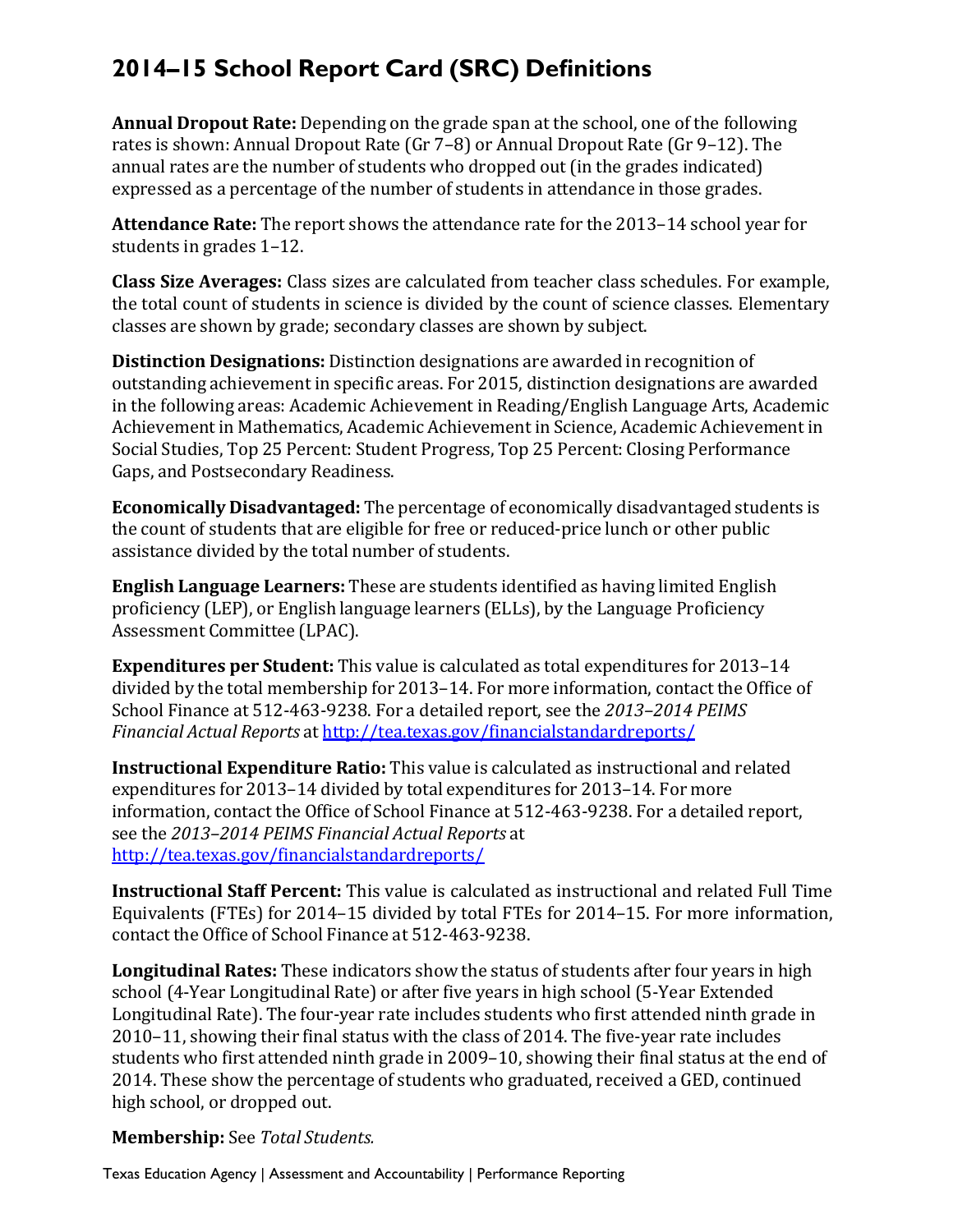# 2014–15 School Report Card (SRC) Definitions

**Annual Dropout Rate:** Depending on the grade span at the school, one of the following rates is shown: Annual Dropout Rate (Gr 7–8) or Annual Dropout Rate (Gr 9–12). The annual rates are the number of students who dropped out (in the grades indicated) expressed as a percentage of the number of students in attendance in those grades.

**Attendance Rate:** The report shows the attendance rate for the 2013–14 school year for students in grades 1–12.

**Class Size Averages:** Class sizes are calculated from teacher class schedules. For example, the total count of students in science is divided by the count of science classes. Elementary classes are shown by grade; secondary classes are shown by subject.

**Distinction Designations:** Distinction designations are awarded in recognition of outstanding achievement in specific areas. For 2015, distinction designations are awarded in the following areas: Academic Achievement in Reading/English Language Arts, Academic Achievement in Mathematics, Academic Achievement in Science, Academic Achievement in Social Studies, Top 25 Percent: Student Progress, Top 25 Percent: Closing Performance Gaps, and Postsecondary Readiness.

**Economically Disadvantaged:** The percentage of economically disadvantaged students is the count of students that are eligible for free or reduced-price lunch or other public assistance divided by the total number of students.

**English Language Learners:** These are students identified as having limited English proficiency (LEP), or English language learners (ELLs), by the Language Proficiency Assessment Committee (LPAC).

**Expenditures per Student:** This value is calculated as total expenditures for 2013–14 divided by the total membership for 2013–14. For more information, contact the Office of School Finance at 512-463-9238. For a detailed report, see the *2013–2014 PEIMS Financial Actual Reports* at http://tea.texas.gov/financialstandardreports/

**Instructional Expenditure Ratio:** This value is calculated as instructional and related expenditures for 2013–14 divided by total expenditures for 2013–14. For more information, contact the Office of School Finance at 512-463-9238. For a detailed report, see the *2013–2014 PEIMS Financial Actual Reports* at http://tea.texas.gov/financialstandardreports/

**Instructional Staff Percent:** This value is calculated as instructional and related Full Time Equivalents (FTEs) for 2014–15 divided by total FTEs for 2014–15. For more information, contact the Office of School Finance at 512-463-9238.

**Longitudinal Rates:** These indicators show the status of students after four years in high school (4-Year Longitudinal Rate) or after five years in high school (5-Year Extended Longitudinal Rate). The four-year rate includes students who first attended ninth grade in 2010–11, showing their final status with the class of 2014. The five-year rate includes students who first attended ninth grade in 2009–10, showing their final status at the end of 2014. These show the percentage of students who graduated, received a GED, continued high school, or dropped out.

**Membership:** See *Total Students.*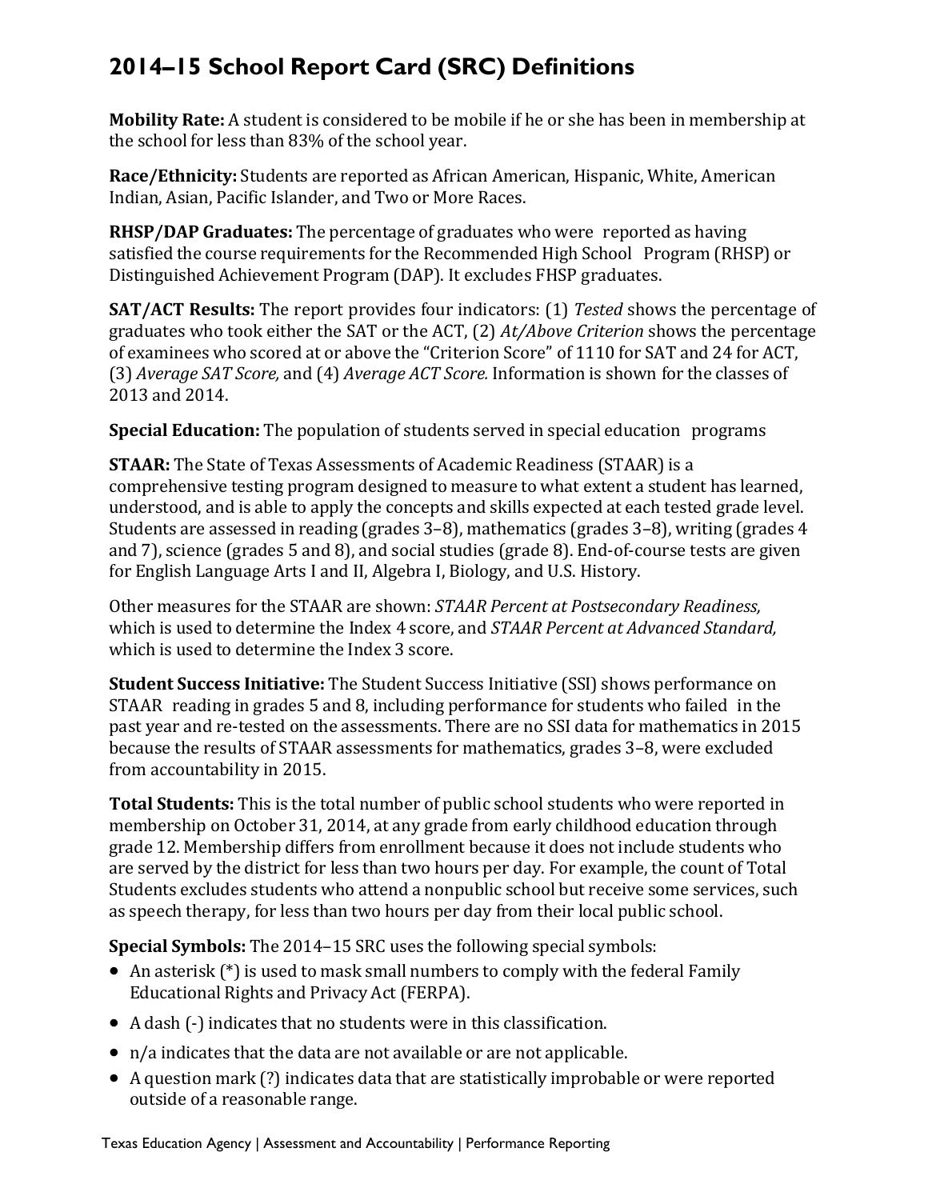## 2014–15 School Report Card (SRC) Definitions

**Mobility Rate:** A student is considered to be mobile if he or she has been in membership at the school for less than 83% of the school year.

**Race/Ethnicity:** Students are reported as African American, Hispanic, White, American Indian, Asian, Pacific Islander, and Two or More Races.

**RHSP/DAP Graduates:** The percentage of graduates who were reported as having satisfied the course requirements for the Recommended High School Program (RHSP) or Distinguished Achievement Program (DAP). It excludes FHSP graduates.

**SAT/ACT Results:** The report provides four indicators: (1) *Tested* shows the percentage of graduates who took either the SAT or the ACT, (2) *At/Above Criterion* shows the percentage of examinees who scored at or above the "Criterion Score" of 1110 for SAT and 24 for ACT, (3) *Average SAT Score,* and (4) *Average ACT Score.* Information is shown for the classes of 2013 and 2014.

**Special Education:** The population of students served in special education programs

**STAAR:** The State of Texas Assessments of Academic Readiness (STAAR) is a comprehensive testing program designed to measure to what extent a student has learned, understood, and is able to apply the concepts and skills expected at each tested grade level. Students are assessed in reading (grades 3–8), mathematics (grades 3–8), writing (grades 4 and 7), science (grades 5 and 8), and social studies (grade 8). End-of-course tests are given for English Language Arts I and II, Algebra I, Biology, and U.S. History.

Other measures for the STAAR are shown: *STAAR Percent at Postsecondary Readiness,* which is used to determine the Index 4 score, and *STAAR Percent at Advanced Standard,* which is used to determine the Index 3 score.

**Student Success Initiative:** The Student Success Initiative (SSI) shows performance on STAAR reading in grades 5 and 8, including performance for students who failed in the past year and re-tested on the assessments. There are no SSI data for mathematics in 2015 because the results of STAAR assessments for mathematics, grades 3–8, were excluded from accountability in 2015.

**Total Students:** This is the total number of public school students who were reported in membership on October 31, 2014, at any grade from early childhood education through grade 12. Membership differs from enrollment because it does not include students who are served by the district for less than two hours per day. For example, the count of Total Students excludes students who attend a nonpublic school but receive some services, such as speech therapy, for less than two hours per day from their local public school.

**Special Symbols:** The 2014–15 SRC uses the following special symbols:

- An asterisk (*) is used to mask small numbers to comply with the federal Family Educational Rights and Privacy Act (FERPA).
- A dash (-) indicates that no students were in this classification.
- n/a indicates that the data are not available or are not applicable.
- A question mark (?) indicates data that are statistically improbable or were reported outside of a reasonable range.